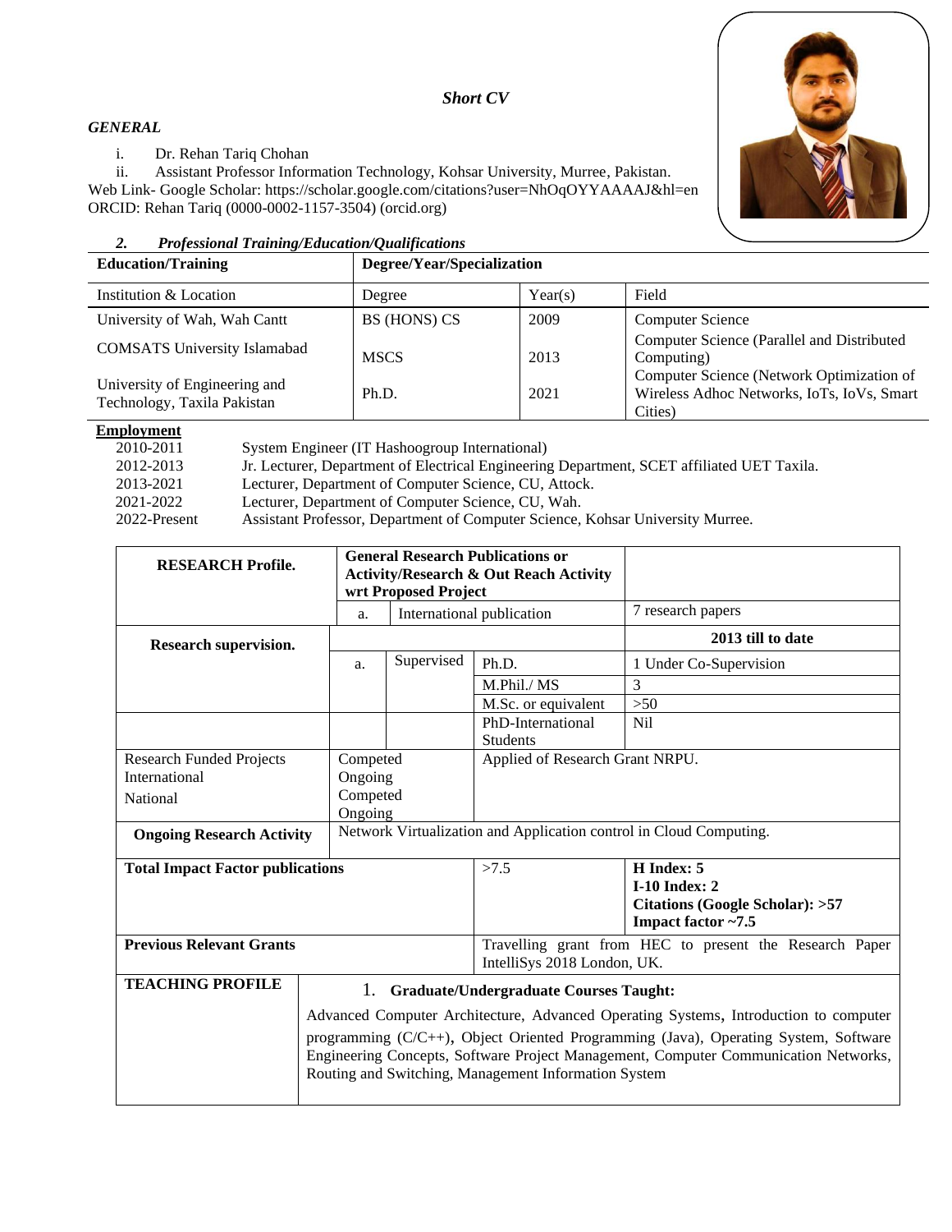***Short CV***

***GENERAL***

i. Dr. Rehan Tariq Chohan
ii. Assistant Professor Information Technology, Kohsar University, Murree, Pakistan.

Web Link- Google Scholar: https://scholar.google.com/citations?user=NhOqOYYAAAAJ&hl=en
ORCID: Rehan Tariq (0000-0002-1157-3504) (orcid.org)

***2. Professional Training/Education/Qualifications***

| **Education/Training** | **Degree/Year/Specialization** | | |
|---|---|---|---|
| Institution & Location | Degree | Year(s) | Field |
| University of Wah, Wah Cantt | BS (HONS) CS | 2009 | Computer Science |
| COMSATS University Islamabad | MSCS | 2013 | Computer Science (Parallel and Distributed Computing) |
| University of Engineering and Technology, Taxila Pakistan | Ph.D. | 2021 | Computer Science (Network Optimization of Wireless Adhoc Networks, IoTs, IoVs, Smart Cities) |

**Employment**

| | |
|---|---|
| 2010-2011 | System Engineer (IT Hashoogroup International) |
| 2012-2013 | Jr. Lecturer, Department of Electrical Engineering Department, SCET affiliated UET Taxila. |
| 2013-2021 | Lecturer, Department of Computer Science, CU, Attock. |
| 2021-2022 | Lecturer, Department of Computer Science, CU, Wah. |
| 2022-Present | Assistant Professor, Department of Computer Science, Kohsar University Murree. |

| **RESEARCH Profile.** | **General Research Publications or Activity/Research & Out Reach Activity wrt Proposed Project** | | | |
|---|---|---|---|---|
| | a. | International publication | | 7 research papers |
| **Research supervision.** | | | | **2013 till to date** |
| | a. | Supervised | Ph.D. | 1 Under Co-Supervision |
| | | | M.Phil./ MS | 3 |
| | | | M.Sc. or equivalent | >50 |
| | | | PhD-International Students | Nil |
| Research Funded Projects<br>International<br>National | Competed<br>Ongoing<br>Competed<br>Ongoing | | Applied of Research Grant NRPU. | |
| **Ongoing Research Activity** | Network Virtualization and Application control in Cloud Computing. | | | |
| **Total Impact Factor publications** | | | >7.5 | **H Index: 5**<br>**I-10 Index: 2**<br>**Citations (Google Scholar): >57**<br>**Impact factor ~7.5** |
| **Previous Relevant Grants** | | | Travelling grant from HEC to present the Research Paper IntelliSys 2018 London, UK. | |

| **TEACHING PROFILE** | 1. **Graduate/Undergraduate Courses Taught:**<br>Advanced Computer Architecture, Advanced Operating Systems, Introduction to computer programming (C/C++), Object Oriented Programming (Java), Operating System, Software Engineering Concepts, Software Project Management, Computer Communication Networks, Routing and Switching, Management Information System |
|---|---|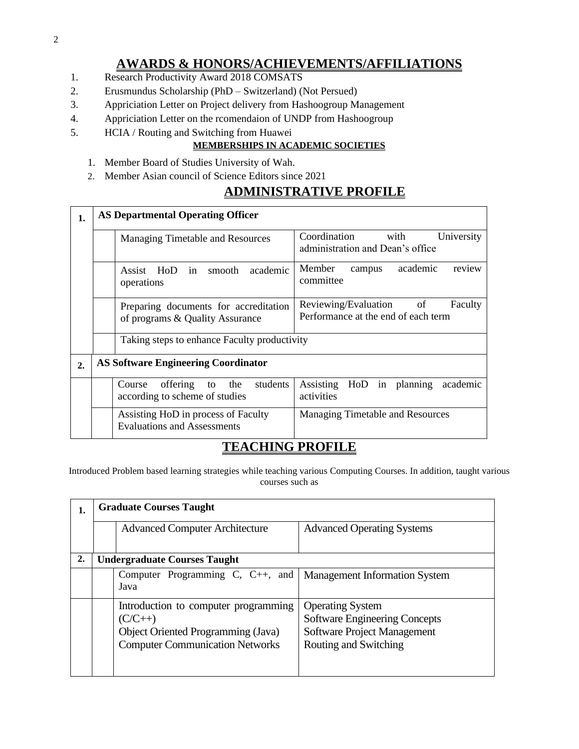## AWARDS & HONORS/ACHIEVEMENTS/AFFILIATIONS

1. Research Productivity Award 2018 COMSATS
2. Erusmundus Scholarship (PhD – Switzerland) (Not Persued)
3. Appriciation Letter on Project delivery from Hashoogroup Management
4. Appriciation Letter on the rcomendaion of UNDP from Hashoogroup
5. HCIA / Routing and Switching from Huawei

**MEMBERSHIPS IN ACADEMIC SOCIETIES**

1. Member Board of Studies University of Wah.
2. Member Asian council of Science Editors since 2021

## ADMINISTRATIVE PROFILE

| | | | |
|---|---|---|---|
| **1.** | **AS Departmental Operating Officer** | | |
| | | Managing Timetable and Resources | Coordination with University administration and Dean's office |
| | | Assist HoD in smooth academic operations | Member campus academic review committee |
| | | Preparing documents for accreditation of programs & Quality Assurance | Reviewing/Evaluation of Faculty Performance at the end of each term |
| | | Taking steps to enhance Faculty productivity | |
| **2.** | **AS Software Engineering Coordinator** | | |
| | | Course offering to the students according to scheme of studies | Assisting HoD in planning academic activities |
| | | Assisting HoD in process of Faculty Evaluations and Assessments | Managing Timetable and Resources |

## TEACHING PROFILE

Introduced Problem based learning strategies while teaching various Computing Courses. In addition, taught various courses such as

| | | | |
|---|---|---|---|
| **1.** | **Graduate Courses Taught** | | |
| | | Advanced Computer Architecture | Advanced Operating Systems |
| **2.** | **Undergraduate Courses Taught** | | |
| | | Computer Programming C, C++, and Java | Management Information System |
| | | Introduction to computer programming (C/C++)<br>Object Oriented Programming (Java)<br>Computer Communication Networks | Operating System<br>Software Engineering Concepts<br>Software Project Management<br>Routing and Switching |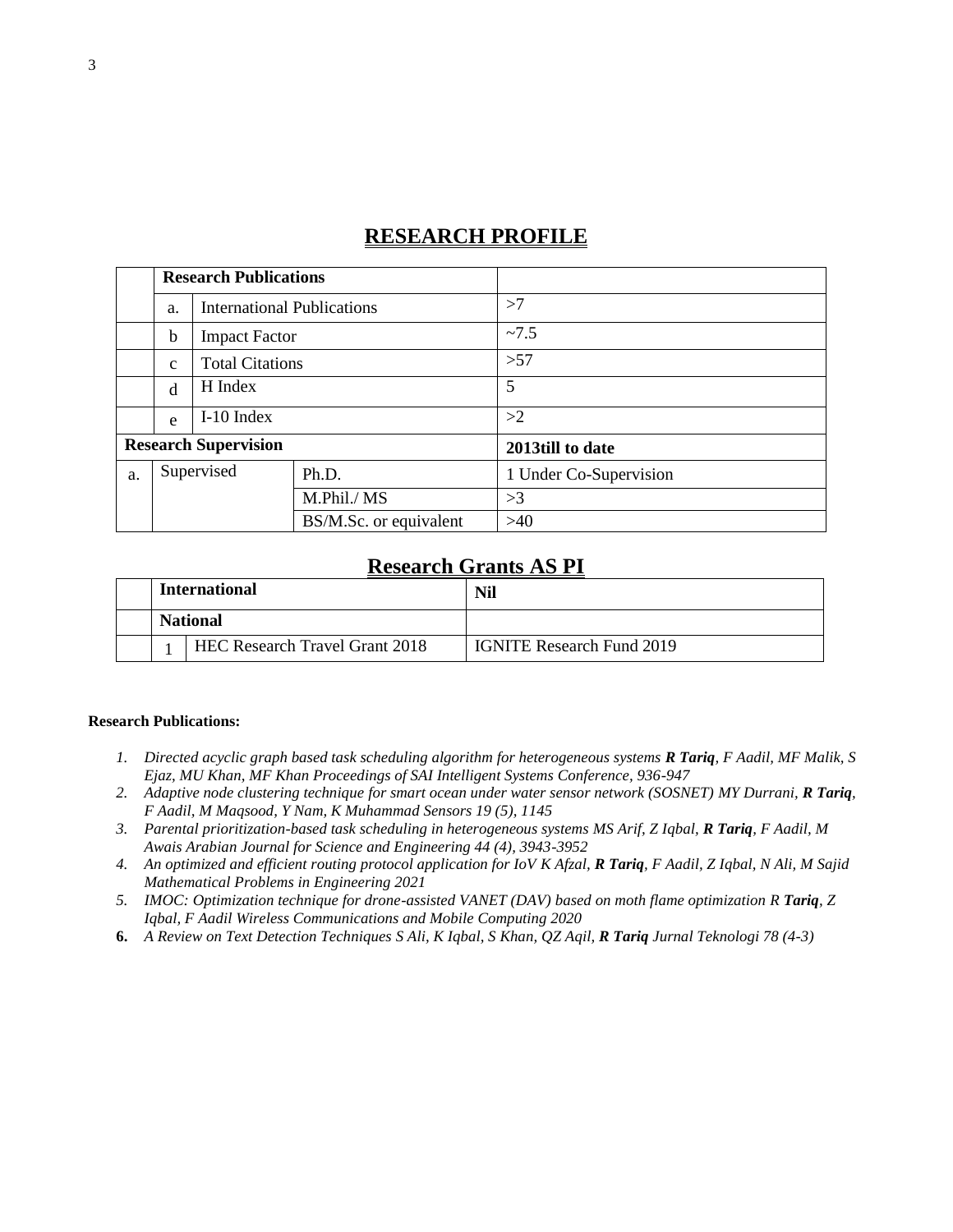# RESEARCH PROFILE

| | | | | |
|---|---|---|---|---|
| | **Research Publications** | | | |
| | a. | International Publications | | >7 |
| | b | Impact Factor | | ~7.5 |
| | c | Total Citations | | >57 |
| | d | H Index | | 5 |
| | e | I-10 Index | | >2 |
| **Research Supervision** | | | | **2013till to date** |
| a. | Supervised | | Ph.D. | 1 Under Co-Supervision |
| | | | M.Phil./ MS | >3 |
| | | | BS/M.Sc. or equivalent | >40 |

## Research Grants AS PI

| | | | |
|---|---|---|---|
| | **International** | | **Nil** |
| | **National** | | |
| | 1 | HEC Research Travel Grant 2018 | IGNITE Research Fund 2019 |

**Research Publications:**

1. *Directed acyclic graph based task scheduling algorithm for heterogeneous systems **R Tariq**, F Aadil, MF Malik, S Ejaz, MU Khan, MF Khan Proceedings of SAI Intelligent Systems Conference, 936-947*
2. *Adaptive node clustering technique for smart ocean under water sensor network (SOSNET) MY Durrani, **R Tariq**, F Aadil, M Maqsood, Y Nam, K Muhammad Sensors 19 (5), 1145*
3. *Parental prioritization-based task scheduling in heterogeneous systems MS Arif, Z Iqbal, **R Tariq**, F Aadil, M Awais Arabian Journal for Science and Engineering 44 (4), 3943-3952*
4. *An optimized and efficient routing protocol application for IoV K Afzal, **R Tariq**, F Aadil, Z Iqbal, N Ali, M Sajid Mathematical Problems in Engineering 2021*
5. *IMOC: Optimization technique for drone-assisted VANET (DAV) based on moth flame optimization R **Tariq**, Z Iqbal, F Aadil Wireless Communications and Mobile Computing 2020*
6. *A Review on Text Detection Techniques S Ali, K Iqbal, S Khan, QZ Aqil, **R Tariq** Jurnal Teknologi 78 (4-3)*